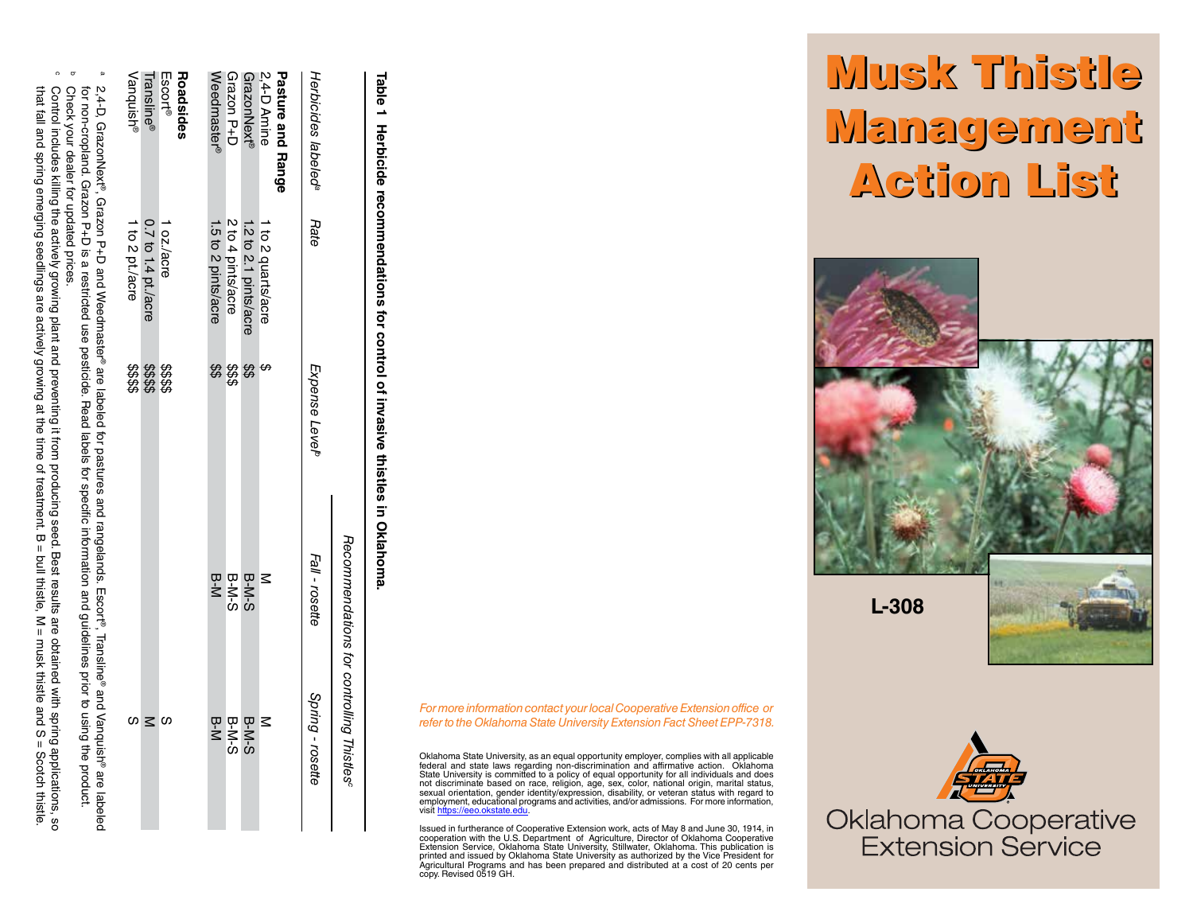**Table 1 Herbicide recommendations for control of invasive thistles in Oklahoma.**

| *Herbicides labeled*[a] | *Rate* | *Expense Level*[b] | *Recommendations for controlling Thistles*[c] | |
|---|---|---|---|---|
| | | | *Fall - rosette* | *Spring - rosette* |
| **Pasture and Range** | | | | |
| 2,4-D Amine | 1 to 2 quarts/acre | $ | M | M |
| GrazonNext® | 1.2 to 2.1 pints/acre | $$ | B-M-S | B-M-S |
| Grazon P+D | 2 to 4 pints/acre | $$$ | B-M-S | B-M-S |
| Weedmaster® | 1.5 to 2 pints/acre | $$ | B-M | B-M |
| **Roadsides** | | | | |
| Escort® | 1 oz./acre | $$$$ | | S |
| Transline® | 0.7 to 1.4 pt./acre | $$$$ | | M |
| Vanquish® | 1 to 2 pt./acre | $$$$ | | S |

[a] 2,4-D, GrazonNext®, Grazon P+D and Weedmaster® are labeled for pastures and rangelands. Escort®, Transline® and Vanquish® are labeled for non-cropland. Grazon P+D is a restricted use pesticide. Read labels for specific information and guidelines prior to using the product.

[b] Check your dealer for updated prices.

[c] Control includes killing the actively growing plant and preventing it from producing seed. Best results are obtained with spring applications, so that fall and spring emerging seedlings are actively growing at the time of treatment. B = bull thistle, M= musk thistle and S = Scotch thistle.

*For more information contact your local Cooperative Extension office or refer to the Oklahoma State University Extension Fact Sheet EPP-7318.*

Oklahoma State University, as an equal opportunity employer, complies with all applicable federal and state laws regarding non-discrimination and affirmative action. Oklahoma State University is committed to a policy of equal opportunity for all individuals and does not discriminate based on race, religion, age, sex, color, national origin, marital status, sexual orientation, gender identity/expression, disability, or veteran status with regard to employment, educational programs and activities, and/or admissions. For more information, visit https://eeo.okstate.edu.

Issued in furtherance of Cooperative Extension work, acts of May 8 and June 30, 1914, in cooperation with the U.S. Department of Agriculture, Director of Oklahoma Cooperative Extension Service, Oklahoma State University, Stillwater, Oklahoma. This publication is printed and issued by Oklahoma State University as authorized by the Vice President for Agricultural Programs and has been prepared and distributed at a cost of 20 cents per copy. Revised 0519 GH.

# Musk Thistle Management Action List

**L-308**

Oklahoma Cooperative Extension Service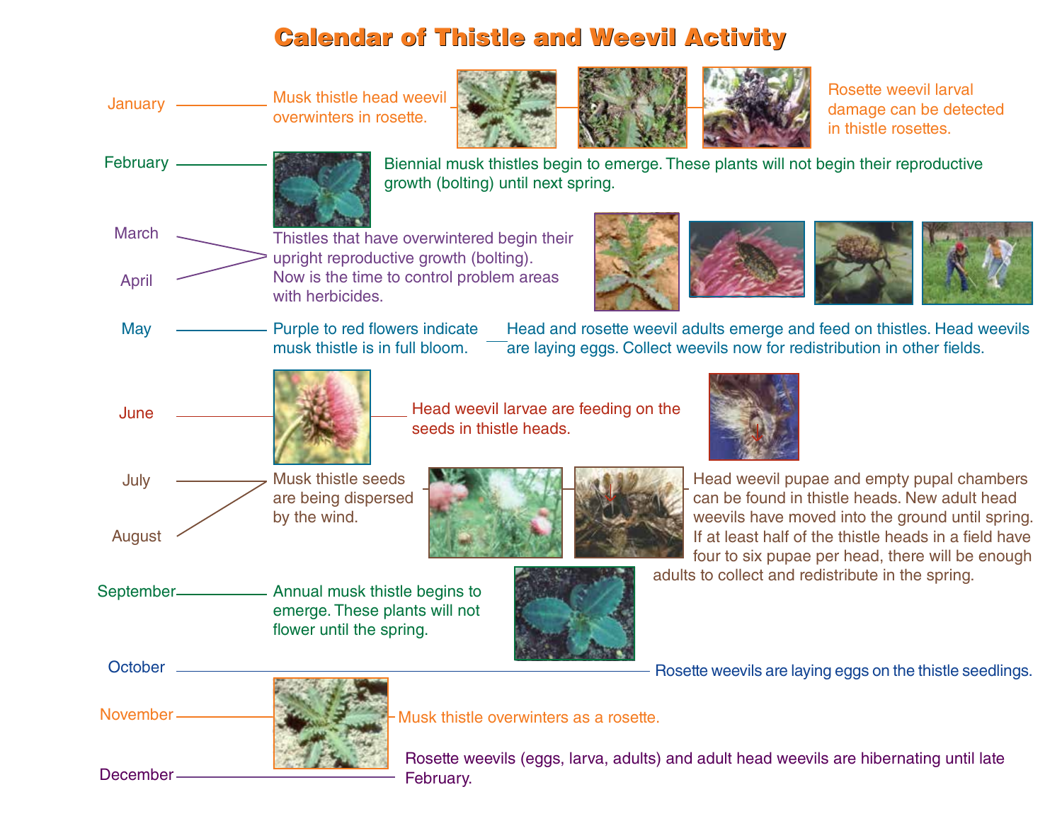# Calendar of Thistle and Weevil Activity

**January** — Musk thistle head weevil overwinters in rosette. Rosette weevil larval damage can be detected in thistle rosettes.

**February** — Biennial musk thistles begin to emerge. These plants will not begin their reproductive growth (bolting) until next spring.

**March / April** — Thistles that have overwintered begin their upright reproductive growth (bolting). Now is the time to control problem areas with herbicides.

**May** — Purple to red flowers indicate musk thistle is in full bloom. Head and rosette weevil adults emerge and feed on thistles. Head weevils are laying eggs. Collect weevils now for redistribution in other fields.

**June** — Head weevil larvae are feeding on the seeds in thistle heads.

**July / August** — Musk thistle seeds are being dispersed by the wind. Head weevil pupae and empty pupal chambers can be found in thistle heads. New adult head weevils have moved into the ground until spring. If at least half of the thistle heads in a field have four to six pupae per head, there will be enough adults to collect and redistribute in the spring.

**September** — Annual musk thistle begins to emerge. These plants will not flower until the spring.

**October** — Rosette weevils are laying eggs on the thistle seedlings.

**November** — Musk thistle overwinters as a rosette.

**December** — Rosette weevils (eggs, larva, adults) and adult head weevils are hibernating until late February.